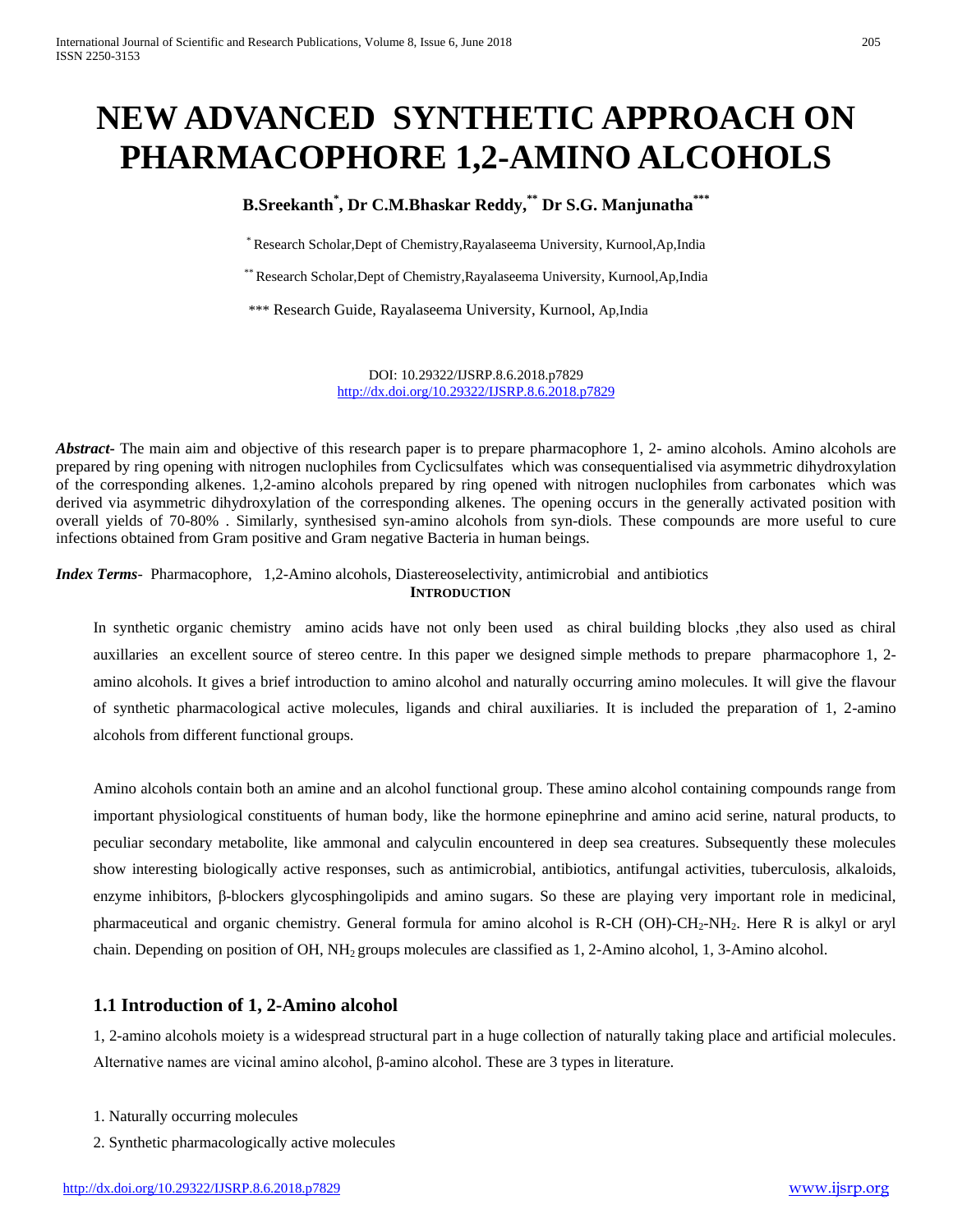# NEW ADVANCED SYNTHETIC APPROACH ON PHARMACOPHORE 1,2-AMINO ALCOHOLS

**B.Sreekanth[*], Dr C.M.Bhaskar Reddy,[**] Dr S.G. Manjunatha[***]**

[*] Research Scholar,Dept of Chemistry,Rayalaseema University, Kurnool,Ap,India

[**] Research Scholar,Dept of Chemistry,Rayalaseema University, Kurnool,Ap,India

[***] Research Guide, Rayalaseema University, Kurnool, Ap,India

DOI: 10.29322/IJSRP.8.6.2018.p7829
http://dx.doi.org/10.29322/IJSRP.8.6.2018.p7829

***Abstract-*** The main aim and objective of this research paper is to prepare pharmacophore 1, 2- amino alcohols. Amino alcohols are prepared by ring opening with nitrogen nuclophiles from Cyclicsulfates which was consequentialised via asymmetric dihydroxylation of the corresponding alkenes. 1,2-amino alcohols prepared by ring opened with nitrogen nuclophiles from carbonates which was derived via asymmetric dihydroxylation of the corresponding alkenes. The opening occurs in the generally activated position with overall yields of 70-80% . Similarly, synthesised syn-amino alcohols from syn-diols. These compounds are more useful to cure infections obtained from Gram positive and Gram negative Bacteria in human beings.

***Index Terms-*** Pharmacophore, 1,2-Amino alcohols, Diastereoselectivity, antimicrobial and antibiotics

## INTRODUCTION

In synthetic organic chemistry amino acids have not only been used as chiral building blocks ,they also used as chiral auxillaries an excellent source of stereo centre. In this paper we designed simple methods to prepare pharmacophore 1, 2-amino alcohols. It gives a brief introduction to amino alcohol and naturally occurring amino molecules. It will give the flavour of synthetic pharmacological active molecules, ligands and chiral auxiliaries. It is included the preparation of 1, 2-amino alcohols from different functional groups.

Amino alcohols contain both an amine and an alcohol functional group. These amino alcohol containing compounds range from important physiological constituents of human body, like the hormone epinephrine and amino acid serine, natural products, to peculiar secondary metabolite, like ammonal and calyculin encountered in deep sea creatures. Subsequently these molecules show interesting biologically active responses, such as antimicrobial, antibiotics, antifungal activities, tuberculosis, alkaloids, enzyme inhibitors, β-blockers glycosphingolipids and amino sugars. So these are playing very important role in medicinal, pharmaceutical and organic chemistry. General formula for amino alcohol is R-CH (OH)-$CH_2$-$NH_2$. Here R is alkyl or aryl chain. Depending on position of OH, $NH_2$ groups molecules are classified as 1, 2-Amino alcohol, 1, 3-Amino alcohol.

## 1.1 Introduction of 1, 2-Amino alcohol

1, 2-amino alcohols moiety is a widespread structural part in a huge collection of naturally taking place and artificial molecules. Alternative names are vicinal amino alcohol, β-amino alcohol. These are 3 types in literature.

1. Naturally occurring molecules
2. Synthetic pharmacologically active molecules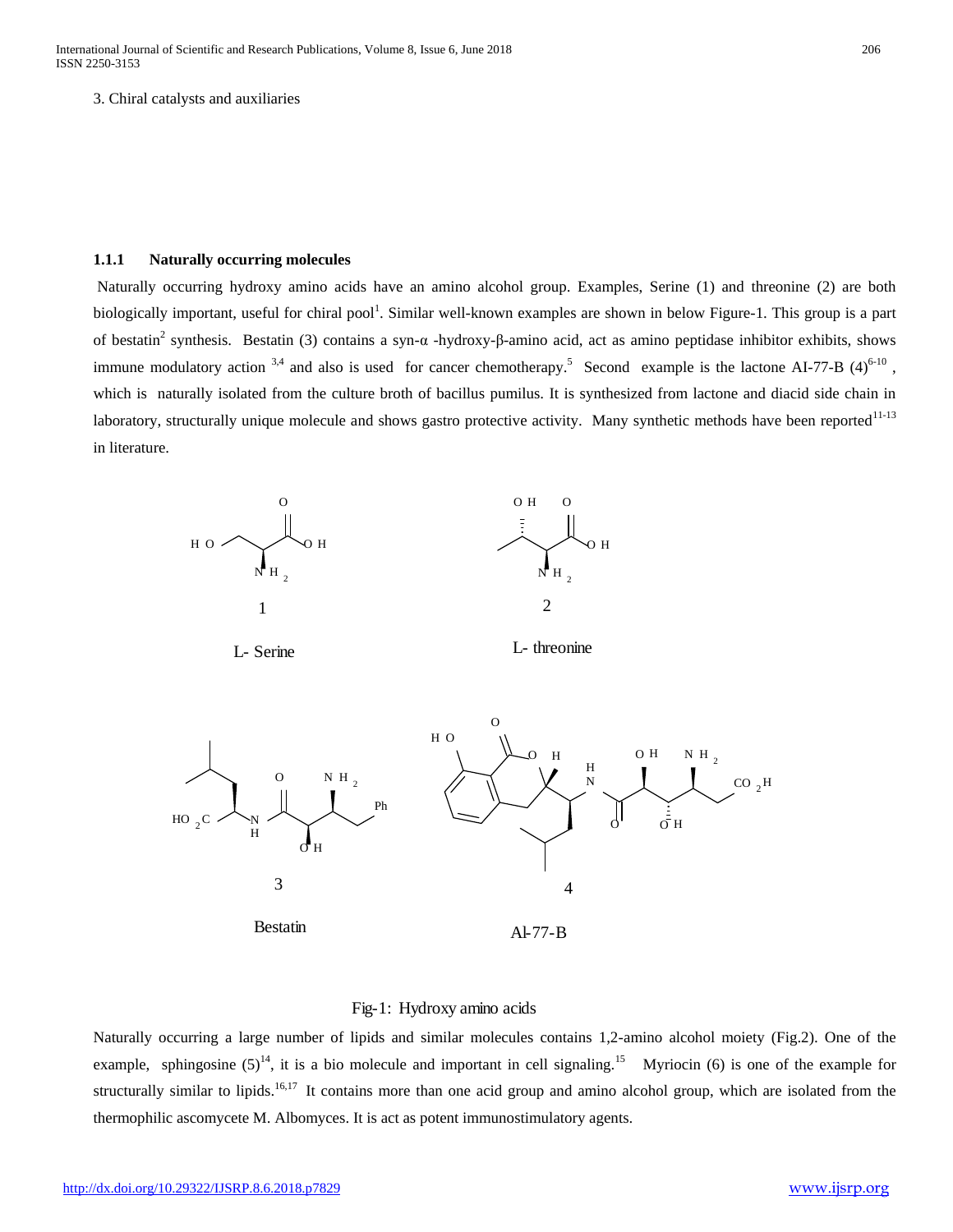3. Chiral catalysts and auxiliaries

#### 1.1.1 Naturally occurring molecules

Naturally occurring hydroxy amino acids have an amino alcohol group. Examples, Serine (1) and threonine (2) are both biologically important, useful for chiral pool[1]. Similar well-known examples are shown in below Figure-1. This group is a part of bestatin[2] synthesis. Bestatin (3) contains a syn-α -hydroxy-β-amino acid, act as amino peptidase inhibitor exhibits, shows immune modulatory action [3,4] and also is used for cancer chemotherapy.[5] Second example is the lactone AI-77-B (4)[6-10], which is naturally isolated from the culture broth of bacillus pumilus. It is synthesized from lactone and diacid side chain in laboratory, structurally unique molecule and shows gastro protective activity. Many synthetic methods have been reported[11-13] in literature.

1 L- Serine

2 L- threonine

3 Bestatin

4 AI-77-B

Fig-1: Hydroxy amino acids

Naturally occurring a large number of lipids and similar molecules contains 1,2-amino alcohol moiety (Fig.2). One of the example, sphingosine (5)[14], it is a bio molecule and important in cell signaling.[15] Myriocin (6) is one of the example for structurally similar to lipids.[16,17] It contains more than one acid group and amino alcohol group, which are isolated from the thermophilic ascomycete M. Albomyces. It is act as potent immunostimulatory agents.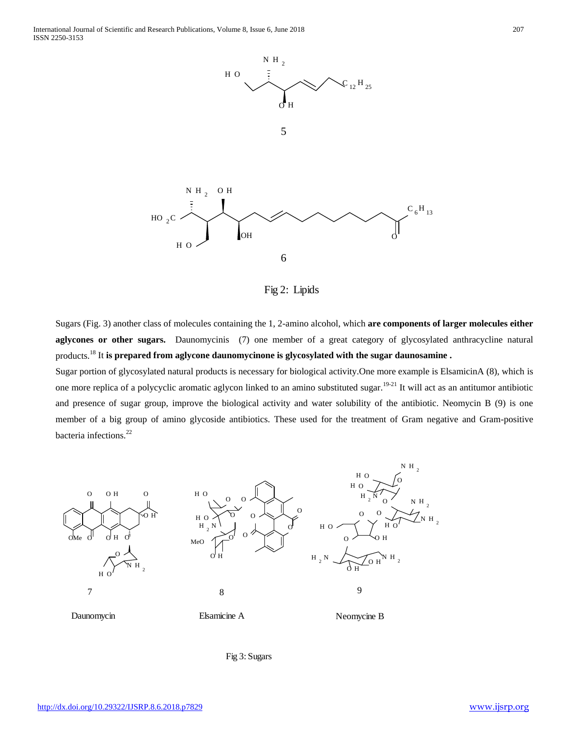5

6

Fig 2: Lipids

Sugars (Fig. 3) another class of molecules containing the 1, 2-amino alcohol, which **are components of larger molecules either aglycones or other sugars.** Daunomycinis (7) one member of a great category of glycosylated anthracycline natural products.[18] It **is prepared from aglycone daunomycinone is glycosylated with the sugar daunosamine .**

Sugar portion of glycosylated natural products is necessary for biological activity.One more example is ElsamicinA (8), which is one more replica of a polycyclic aromatic aglycon linked to an amino substituted sugar.[19-21] It will act as an antitumor antibiotic and presence of sugar group, improve the biological activity and water solubility of the antibiotic. Neomycin B (9) is one member of a big group of amino glycoside antibiotics. These used for the treatment of Gram negative and Gram-positive bacteria infections.[22]

7 Daunomycin

8 Elsamicine A

9 Neomycine B

Fig 3: Sugars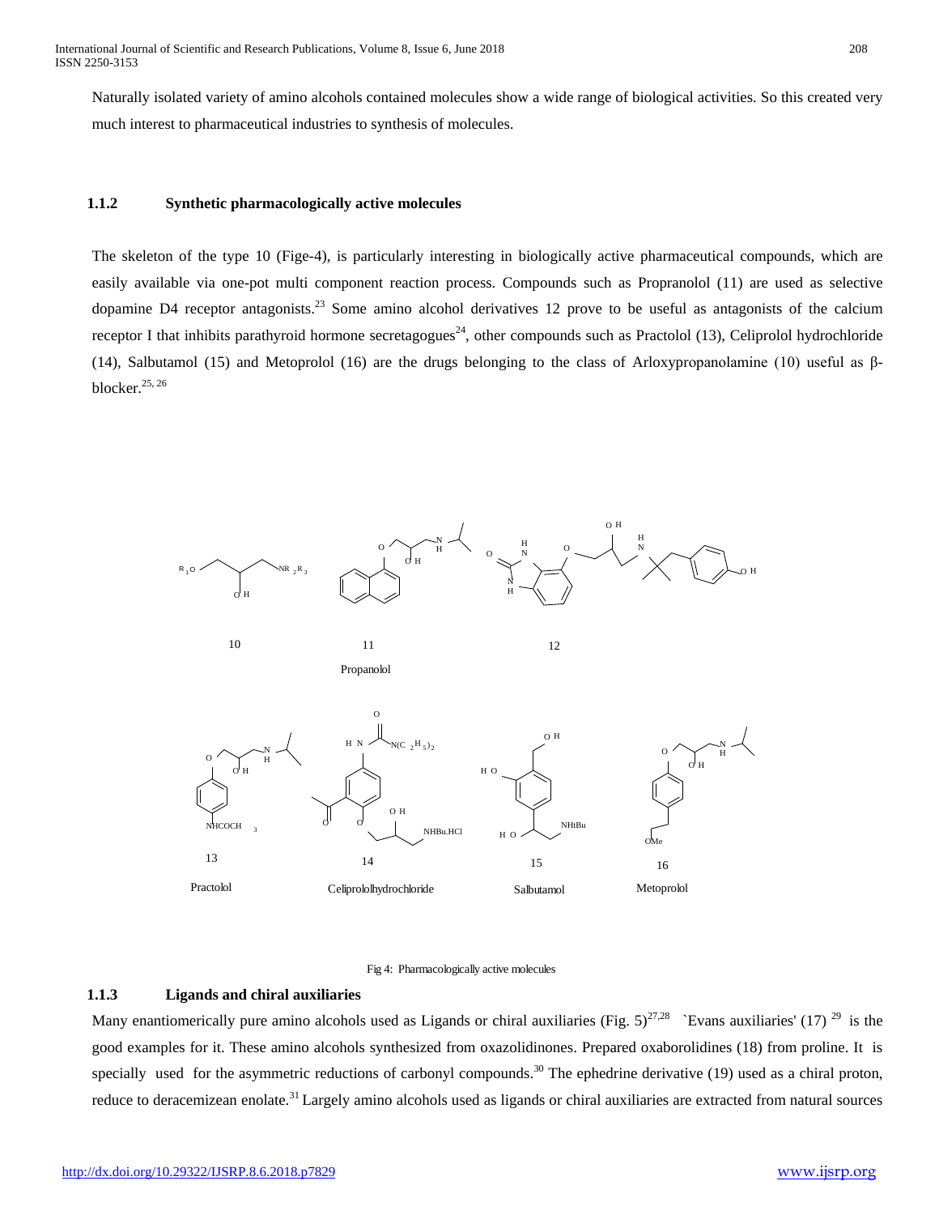Naturally isolated variety of amino alcohols contained molecules show a wide range of biological activities. So this created very much interest to pharmaceutical industries to synthesis of molecules.

### 1.1.2 Synthetic pharmacologically active molecules

The skeleton of the type 10 (Fige-4), is particularly interesting in biologically active pharmaceutical compounds, which are easily available via one-pot multi component reaction process. Compounds such as Propranolol (11) are used as selective dopamine D4 receptor antagonists.[23] Some amino alcohol derivatives 12 prove to be useful as antagonists of the calcium receptor I that inhibits parathyroid hormone secretagogues[24], other compounds such as Practolol (13), Celiprolol hydrochloride (14), Salbutamol (15) and Metoprolol (16) are the drugs belonging to the class of Arloxypropanolamine (10) useful as β-blocker.[25, 26]

10

11

Propanolol

12

13

Practolol

14

Celiprololhydrochloride

15

Salbutamol

16

Metoprolol

Fig 4: Pharmacologically active molecules

### 1.1.3 Ligands and chiral auxiliaries

Many enantiomerically pure amino alcohols used as Ligands or chiral auxiliaries (Fig. 5)[27,28] `Evans auxiliaries' (17) [29] is the good examples for it. These amino alcohols synthesized from oxazolidinones. Prepared oxaborolidines (18) from proline. It is specially used for the asymmetric reductions of carbonyl compounds.[30] The ephedrine derivative (19) used as a chiral proton, reduce to deracemizean enolate.[31] Largely amino alcohols used as ligands or chiral auxiliaries are extracted from natural sources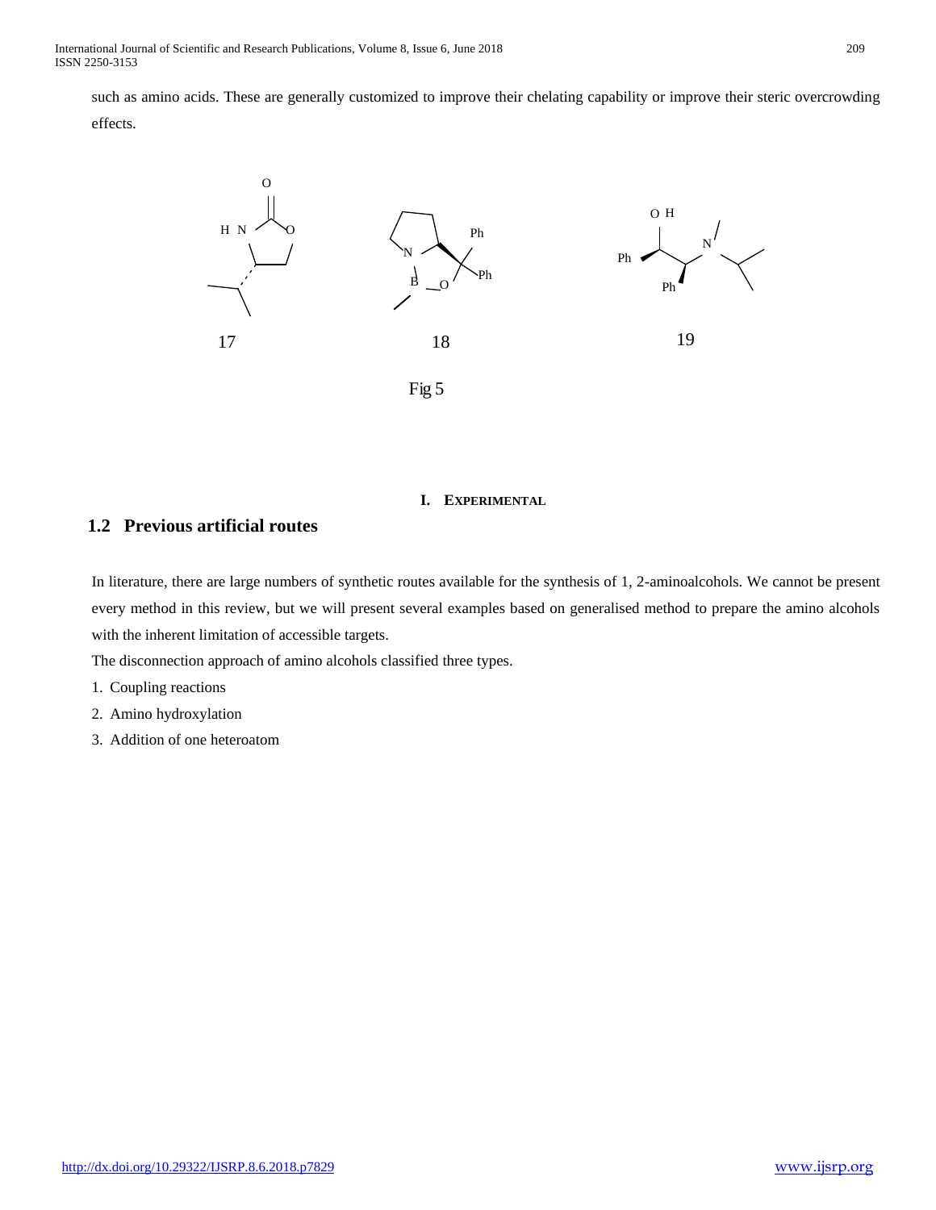such as amino acids. These are generally customized to improve their chelating capability or improve their steric overcrowding effects.

17 18 19

Fig 5

# I. EXPERIMENTAL

## 1.2 Previous artificial routes

In literature, there are large numbers of synthetic routes available for the synthesis of 1, 2-aminoalcohols. We cannot be present every method in this review, but we will present several examples based on generalised method to prepare the amino alcohols with the inherent limitation of accessible targets.

The disconnection approach of amino alcohols classified three types.

1. Coupling reactions
2. Amino hydroxylation
3. Addition of one heteroatom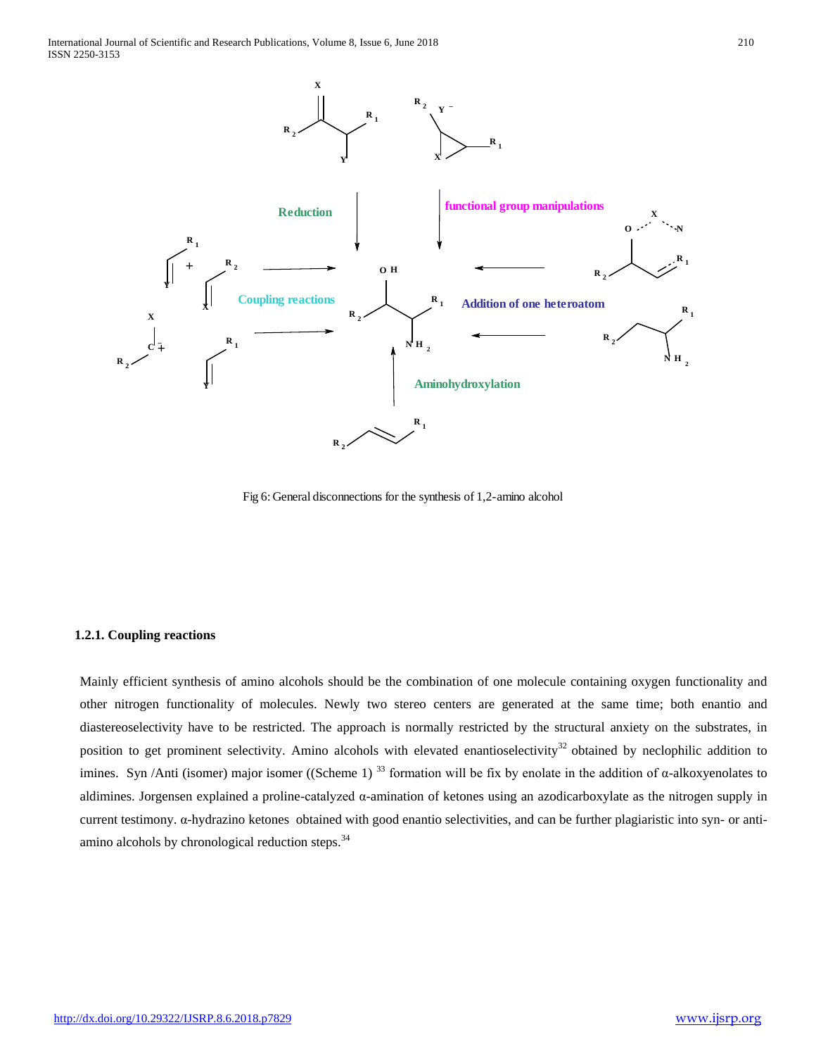Fig 6: General disconnections for the synthesis of 1,2-amino alcohol

### 1.2.1. Coupling reactions

Mainly efficient synthesis of amino alcohols should be the combination of one molecule containing oxygen functionality and other nitrogen functionality of molecules. Newly two stereo centers are generated at the same time; both enantio and diastereoselectivity have to be restricted. The approach is normally restricted by the structural anxiety on the substrates, in position to get prominent selectivity. Amino alcohols with elevated enantioselectivity[32] obtained by neclophilic addition to imines. Syn /Anti (isomer) major isomer ((Scheme 1) [33] formation will be fix by enolate in the addition of α-alkoxyenolates to aldimines. Jorgensen explained a proline-catalyzed α-amination of ketones using an azodicarboxylate as the nitrogen supply in current testimony. α-hydrazino ketones obtained with good enantio selectivities, and can be further plagiaristic into syn- or anti-amino alcohols by chronological reduction steps.[34]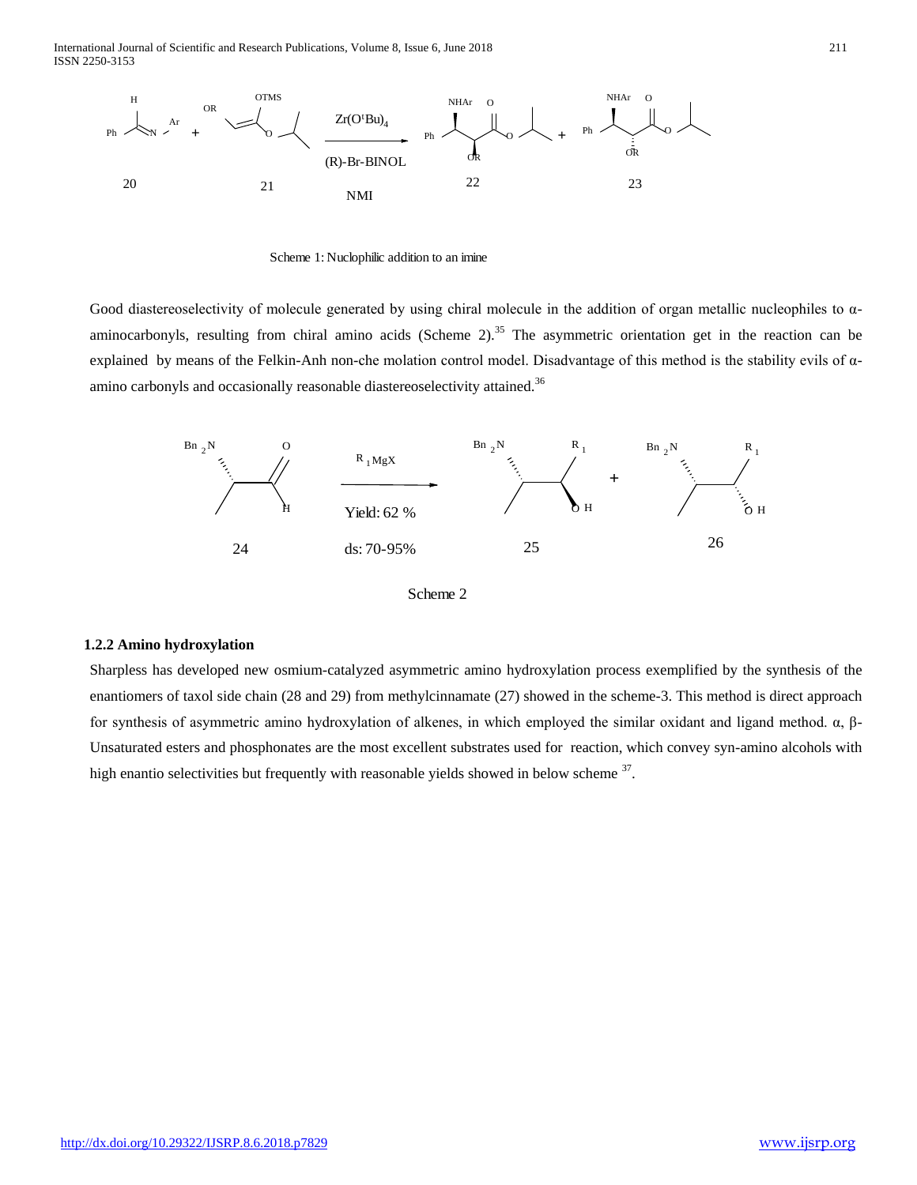Scheme 1: Nuclophilic addition to an imine

Good diastereoselectivity of molecule generated by using chiral molecule in the addition of organ metallic nucleophiles to α-aminocarbonyls, resulting from chiral amino acids (Scheme 2).[35] The asymmetric orientation get in the reaction can be explained by means of the Felkin-Anh non-che molation control model. Disadvantage of this method is the stability evils of α-amino carbonyls and occasionally reasonable diastereoselectivity attained.[36]

Scheme 2

### 1.2.2 Amino hydroxylation

Sharpless has developed new osmium-catalyzed asymmetric amino hydroxylation process exemplified by the synthesis of the enantiomers of taxol side chain (28 and 29) from methylcinnamate (27) showed in the scheme-3. This method is direct approach for synthesis of asymmetric amino hydroxylation of alkenes, in which employed the similar oxidant and ligand method. α, β-Unsaturated esters and phosphonates are the most excellent substrates used for reaction, which convey syn-amino alcohols with high enantio selectivities but frequently with reasonable yields showed in below scheme [37].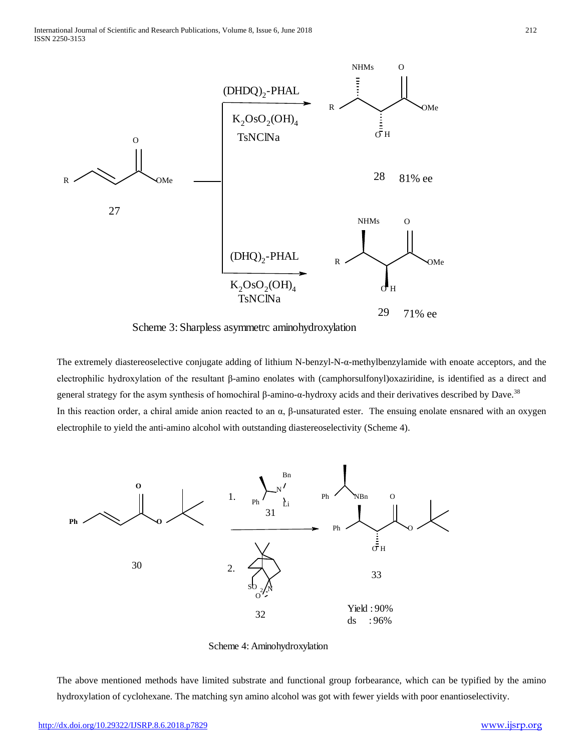Scheme 3: Sharpless asymmetrc aminohydroxylation

The extremely diastereoselective conjugate adding of lithium N-benzyl-N-α-methylbenzylamide with enoate acceptors, and the electrophilic hydroxylation of the resultant β-amino enolates with (camphorsulfonyl)oxaziridine, is identified as a direct and general strategy for the asym synthesis of homochiral β-amino-α-hydroxy acids and their derivatives described by Dave.[38]

In this reaction order, a chiral amide anion reacted to an α, β-unsaturated ester. The ensuing enolate ensnared with an oxygen electrophile to yield the anti-amino alcohol with outstanding diastereoselectivity (Scheme 4).

Scheme 4: Aminohydroxylation

The above mentioned methods have limited substrate and functional group forbearance, which can be typified by the amino hydroxylation of cyclohexane. The matching syn amino alcohol was got with fewer yields with poor enantioselectivity.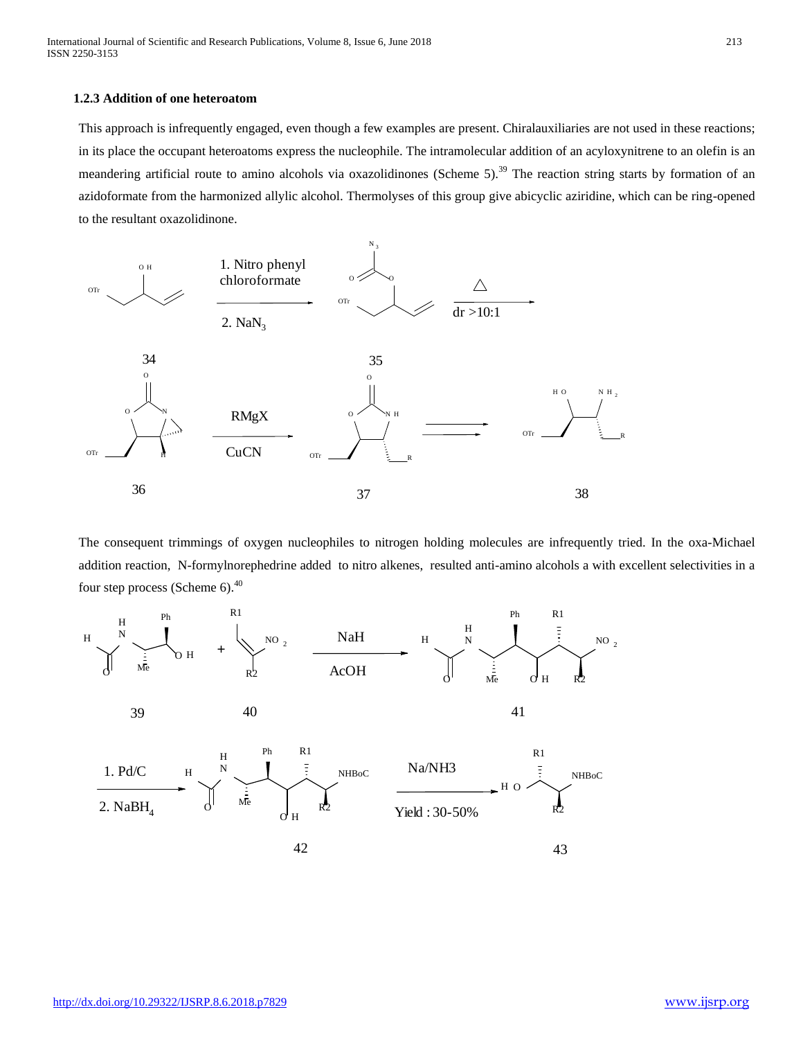### 1.2.3 Addition of one heteroatom

This approach is infrequently engaged, even though a few examples are present. Chiralauxiliaries are not used in these reactions; in its place the occupant heteroatoms express the nucleophile. The intramolecular addition of an acyloxynitrene to an olefin is an meandering artificial route to amino alcohols via oxazolidinones (Scheme 5).[39] The reaction string starts by formation of an azidoformate from the harmonized allylic alcohol. Thermolyses of this group give abicyclic aziridine, which can be ring-opened to the resultant oxazolidinone.

The consequent trimmings of oxygen nucleophiles to nitrogen holding molecules are infrequently tried. In the oxa-Michael addition reaction, N-formylnorephedrine added to nitro alkenes, resulted anti-amino alcohols a with excellent selectivities in a four step process (Scheme 6).[40]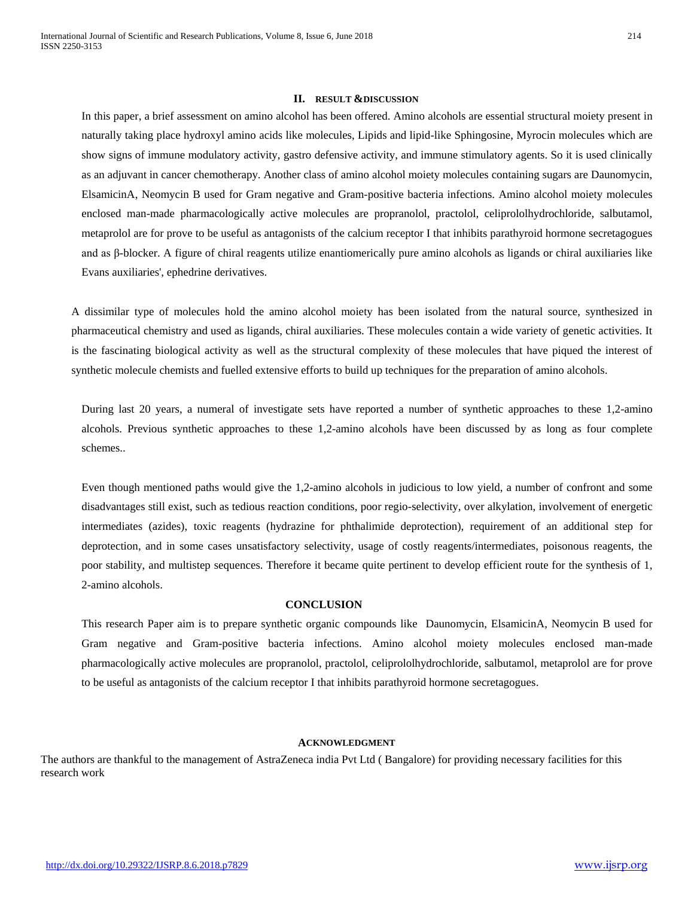## II. RESULT &DISCUSSION

In this paper, a brief assessment on amino alcohol has been offered. Amino alcohols are essential structural moiety present in naturally taking place hydroxyl amino acids like molecules, Lipids and lipid-like Sphingosine, Myrocin molecules which are show signs of immune modulatory activity, gastro defensive activity, and immune stimulatory agents. So it is used clinically as an adjuvant in cancer chemotherapy. Another class of amino alcohol moiety molecules containing sugars are Daunomycin, ElsamicinA, Neomycin B used for Gram negative and Gram-positive bacteria infections. Amino alcohol moiety molecules enclosed man-made pharmacologically active molecules are propranolol, practolol, celiprololhydrochloride, salbutamol, metaprolol are for prove to be useful as antagonists of the calcium receptor I that inhibits parathyroid hormone secretagogues and as β-blocker. A figure of chiral reagents utilize enantiomerically pure amino alcohols as ligands or chiral auxiliaries like Evans auxiliaries', ephedrine derivatives.

A dissimilar type of molecules hold the amino alcohol moiety has been isolated from the natural source, synthesized in pharmaceutical chemistry and used as ligands, chiral auxiliaries. These molecules contain a wide variety of genetic activities. It is the fascinating biological activity as well as the structural complexity of these molecules that have piqued the interest of synthetic molecule chemists and fuelled extensive efforts to build up techniques for the preparation of amino alcohols.

During last 20 years, a numeral of investigate sets have reported a number of synthetic approaches to these 1,2-amino alcohols. Previous synthetic approaches to these 1,2-amino alcohols have been discussed by as long as four complete schemes..

Even though mentioned paths would give the 1,2-amino alcohols in judicious to low yield, a number of confront and some disadvantages still exist, such as tedious reaction conditions, poor regio-selectivity, over alkylation, involvement of energetic intermediates (azides), toxic reagents (hydrazine for phthalimide deprotection), requirement of an additional step for deprotection, and in some cases unsatisfactory selectivity, usage of costly reagents/intermediates, poisonous reagents, the poor stability, and multistep sequences. Therefore it became quite pertinent to develop efficient route for the synthesis of 1, 2-amino alcohols.

## CONCLUSION

This research Paper aim is to prepare synthetic organic compounds like Daunomycin, ElsamicinA, Neomycin B used for Gram negative and Gram-positive bacteria infections. Amino alcohol moiety molecules enclosed man-made pharmacologically active molecules are propranolol, practolol, celiprololhydrochloride, salbutamol, metaprolol are for prove to be useful as antagonists of the calcium receptor I that inhibits parathyroid hormone secretagogues.

## ACKNOWLEDGMENT

The authors are thankful to the management of AstraZeneca india Pvt Ltd ( Bangalore) for providing necessary facilities for this research work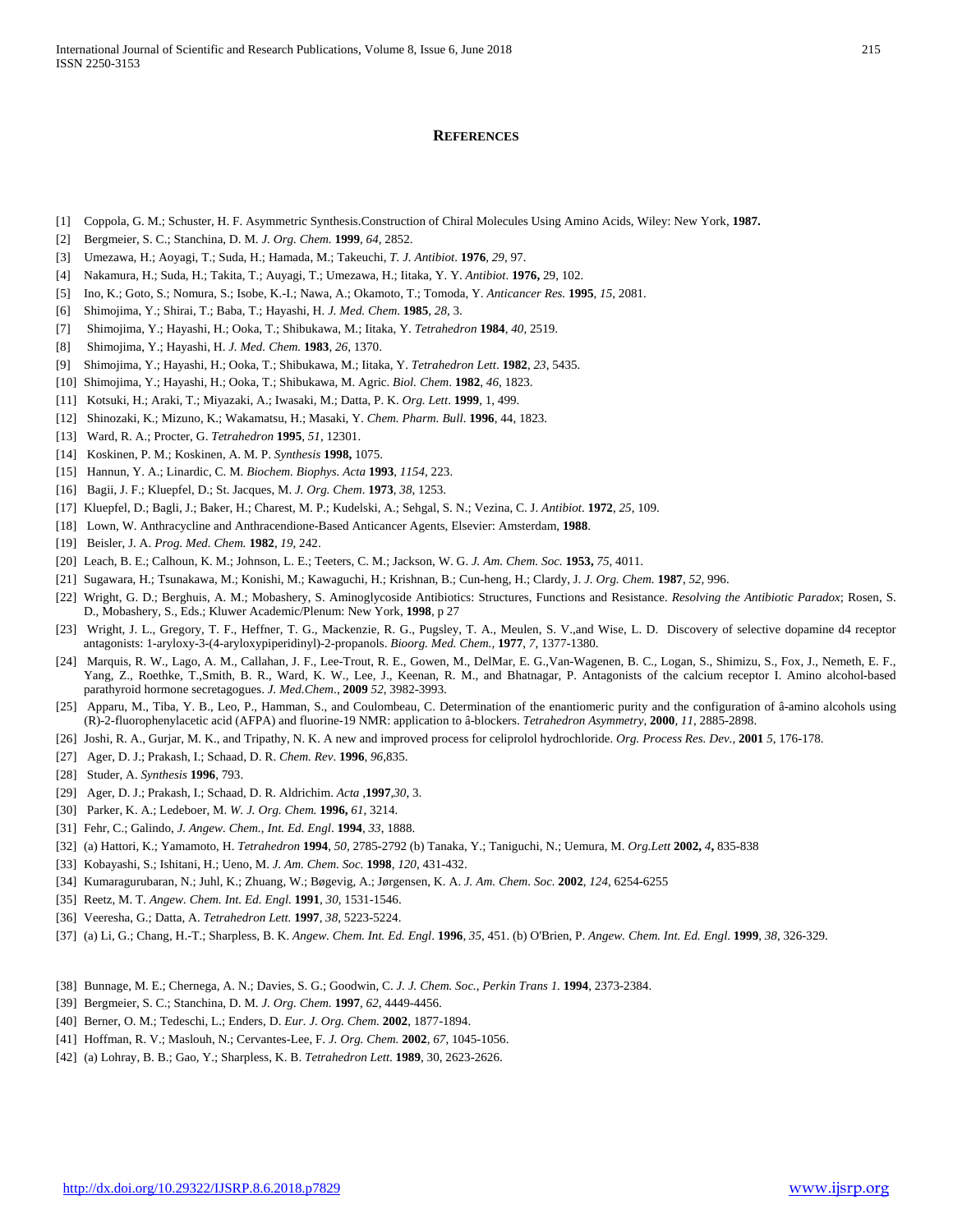## REFERENCES

[1] Coppola, G. M.; Schuster, H. F. Asymmetric Synthesis.Construction of Chiral Molecules Using Amino Acids, Wiley: New York, **1987.**

[2] Bergmeier, S. C.; Stanchina, D. M. *J. Org. Chem.* **1999**, *64*, 2852.

[3] Umezawa, H.; Aoyagi, T.; Suda, H.; Hamada, M.; Takeuchi, *T. J. Antibiot*. **1976**, *29*, 97.

[4] Nakamura, H.; Suda, H.; Takita, T.; Auyagi, T.; Umezawa, H.; Iitaka, Y. Y. *Antibiot*. **1976,** 29, 102.

[5] Ino, K.; Goto, S.; Nomura, S.; Isobe, K.-I.; Nawa, A.; Okamoto, T.; Tomoda, Y. *Anticancer Res.* **1995**, *15*, 2081.

[6] Shimojima, Y.; Shirai, T.; Baba, T.; Hayashi, H. *J. Med. Chem*. **1985**, *28*, 3.

[7] Shimojima, Y.; Hayashi, H.; Ooka, T.; Shibukawa, M.; Iitaka, Y. *Tetrahedron* **1984**, *40*, 2519.

[8] Shimojima, Y.; Hayashi, H. *J. Med. Chem.* **1983**, *26*, 1370.

[9] Shimojima, Y.; Hayashi, H.; Ooka, T.; Shibukawa, M.; Iitaka, Y. *Tetrahedron Lett*. **1982**, *23*, 5435.

[10] Shimojima, Y.; Hayashi, H.; Ooka, T.; Shibukawa, M. Agric. *Biol. Chem*. **1982**, *46*, 1823.

[11] Kotsuki, H.; Araki, T.; Miyazaki, A.; Iwasaki, M.; Datta, P. K. *Org. Lett*. **1999**, 1, 499.

[12] Shinozaki, K.; Mizuno, K.; Wakamatsu, H.; Masaki, Y. *Chem. Pharm. Bull*. **1996**, 44, 1823.

[13] Ward, R. A.; Procter, G. *Tetrahedron* **1995**, *51*, 12301.

[14] Koskinen, P. M.; Koskinen, A. M. P. *Synthesis* **1998,** 1075.

[15] Hannun, Y. A.; Linardic, C. M. *Biochem. Biophys. Acta* **1993**, *1154*, 223.

[16] Bagii, J. F.; Kluepfel, D.; St. Jacques, M. *J. Org. Chem*. **1973**, *38*, 1253.

[17] Kluepfel, D.; Bagli, J.; Baker, H.; Charest, M. P.; Kudelski, A.; Sehgal, S. N.; Vezina, C. J. *Antibiot*. **1972**, *25*, 109.

[18] Lown, W. Anthracycline and Anthracendione-Based Anticancer Agents, Elsevier: Amsterdam, **1988**.

[19] Beisler, J. A. *Prog. Med. Chem.* **1982**, *19*, 242.

[20] Leach, B. E.; Calhoun, K. M.; Johnson, L. E.; Teeters, C. M.; Jackson, W. G. *J. Am. Chem. Soc.* **1953,** *75*, 4011.

[21] Sugawara, H.; Tsunakawa, M.; Konishi, M.; Kawaguchi, H.; Krishnan, B.; Cun-heng, H.; Clardy, J. *J. Org. Chem.* **1987**, *52*, 996.

[22] Wright, G. D.; Berghuis, A. M.; Mobashery, S. Aminoglycoside Antibiotics: Structures, Functions and Resistance. *Resolving the Antibiotic Paradox*; Rosen, S. D., Mobashery, S., Eds.; Kluwer Academic/Plenum: New York, **1998**, p 27

[23] Wright, J. L., Gregory, T. F., Heffner, T. G., Mackenzie, R. G., Pugsley, T. A., Meulen, S. V.,and Wise, L. D. Discovery of selective dopamine d4 receptor antagonists: 1-aryloxy-3-(4-aryloxypiperidinyl)-2-propanols. *Bioorg. Med. Chem.,* **1977**, *7*, 1377-1380.

[24] Marquis, R. W., Lago, A. M., Callahan, J. F., Lee-Trout, R. E., Gowen, M., DelMar, E. G.,Van-Wagenen, B. C., Logan, S., Shimizu, S., Fox, J., Nemeth, E. F., Yang, Z., Roethke, T.,Smith, B. R., Ward, K. W., Lee, J., Keenan, R. M., and Bhatnagar, P. Antagonists of the calcium receptor I. Amino alcohol-based parathyroid hormone secretagogues. *J. Med.Chem*., **2009** *52*, 3982-3993.

[25] Apparu, M., Tiba, Y. B., Leo, P., Hamman, S., and Coulombeau, C. Determination of the enantiomeric purity and the configuration of â-amino alcohols using (R)-2-fluorophenylacetic acid (AFPA) and fluorine-19 NMR: application to â-blockers. *Tetrahedron Asymmetry*, **2000**, *11*, 2885-2898.

[26] Joshi, R. A., Gurjar, M. K., and Tripathy, N. K. A new and improved process for celiprolol hydrochloride. *Org. Process Res. Dev.,* **2001** *5*, 176-178.

[27] Ager, D. J.; Prakash, I.; Schaad, D. R. *Chem. Rev*. **1996**, *96*,835.

[28] Studer, A. *Synthesis* **1996**, 793.

[29] Ager, D. J.; Prakash, I.; Schaad, D. R. Aldrichim. *Acta* ,**1997**,*30*, 3.

[30] Parker, K. A.; Ledeboer, M. *W. J. Org. Chem.* **1996,** *61*, 3214.

[31] Fehr, C.; Galindo, *J. Angew. Chem., Int. Ed. Engl*. **1994**, *33*, 1888.

[32] (a) Hattori, K.; Yamamoto, H. *Tetrahedron* **1994**, *50*, 2785-2792 (b) Tanaka, Y.; Taniguchi, N.; Uemura, M. *Org.Lett* **2002,** *4***,** 835-838

[33] Kobayashi, S.; Ishitani, H.; Ueno, M. *J. Am. Chem. Soc.* **1998**, *120*, 431-432.

[34] Kumaragurubaran, N.; Juhl, K.; Zhuang, W.; Bøgevig, A.; Jørgensen, K. A. *J. Am. Chem. Soc.* **2002**, *124*, 6254-6255

[35] Reetz, M. T. *Angew. Chem. Int. Ed. Engl.* **1991**, *30*, 1531-1546.

[36] Veeresha, G.; Datta, A. *Tetrahedron Lett.* **1997**, *38*, 5223-5224.

[37] (a) Li, G.; Chang, H.-T.; Sharpless, B. K. *Angew. Chem. Int. Ed. Engl*. **1996**, *35*, 451. (b) O'Brien, P. *Angew. Chem. Int. Ed. Engl.* **1999**, *38*, 326-329.

[38] Bunnage, M. E.; Chernega, A. N.; Davies, S. G.; Goodwin, C. *J. J. Chem. Soc., Perkin Trans 1.* **1994**, 2373-2384.

[39] Bergmeier, S. C.; Stanchina, D. M. *J. Org. Chem.* **1997**, *62*, 4449-4456.

[40] Berner, O. M.; Tedeschi, L.; Enders, D. *Eur. J. Org. Chem.* **2002**, 1877-1894.

[41] Hoffman, R. V.; Maslouh, N.; Cervantes-Lee, F. *J. Org. Chem.* **2002**, *67*, 1045-1056.

[42] (a) Lohray, B. B.; Gao, Y.; Sharpless, K. B. *Tetrahedron Lett*. **1989**, 30, 2623-2626.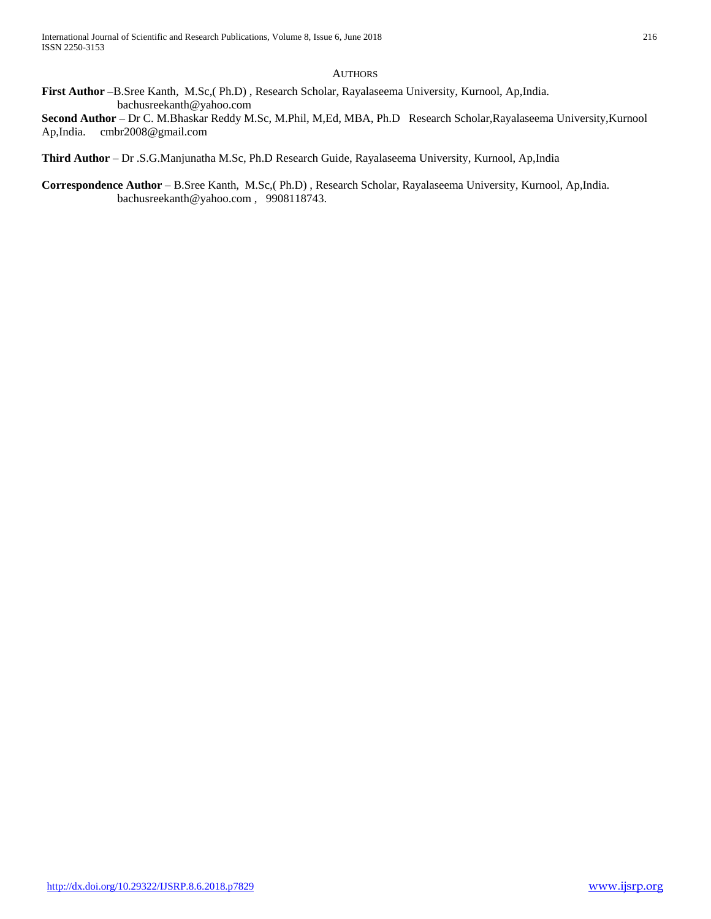## AUTHORS

**First Author** –B.Sree Kanth, M.Sc,( Ph.D) , Research Scholar, Rayalaseema University, Kurnool, Ap,India. bachusreekanth@yahoo.com

**Second Author** – Dr C. M.Bhaskar Reddy M.Sc, M.Phil, M,Ed, MBA, Ph.D Research Scholar,Rayalaseema University,Kurnool Ap,India. cmbr2008@gmail.com

**Third Author** – Dr .S.G.Manjunatha M.Sc, Ph.D Research Guide, Rayalaseema University, Kurnool, Ap,India

**Correspondence Author** – B.Sree Kanth, M.Sc,( Ph.D) , Research Scholar, Rayalaseema University, Kurnool, Ap,India. bachusreekanth@yahoo.com , 9908118743.